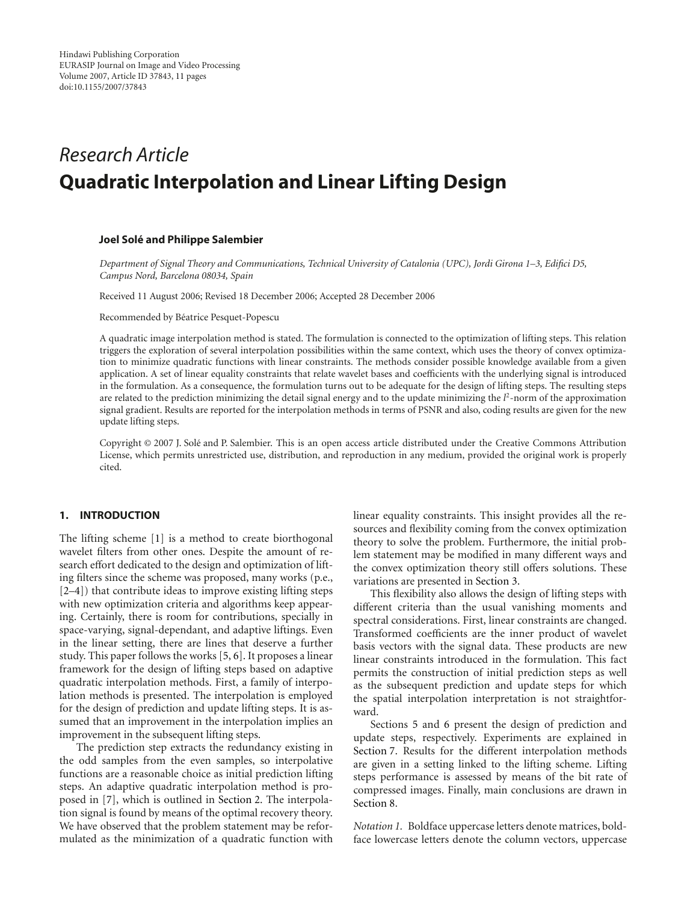Hindawi Publishing Corporation
EURASIP Journal on Image and Video Processing
Volume 2007, Article ID 37843, 11 pages
doi:10.1155/2007/37843

*Research Article*

# Quadratic Interpolation and Linear Lifting Design

**Joel Solé and Philippe Salembier**

*Department of Signal Theory and Communications, Technical University of Catalonia (UPC), Jordi Girona 1–3, Edifici D5, Campus Nord, Barcelona 08034, Spain*

Received 11 August 2006; Revised 18 December 2006; Accepted 28 December 2006

Recommended by Béatrice Pesquet-Popescu

A quadratic image interpolation method is stated. The formulation is connected to the optimization of lifting steps. This relation triggers the exploration of several interpolation possibilities within the same context, which uses the theory of convex optimization to minimize quadratic functions with linear constraints. The methods consider possible knowledge available from a given application. A set of linear equality constraints that relate wavelet bases and coefficients with the underlying signal is introduced in the formulation. As a consequence, the formulation turns out to be adequate for the design of lifting steps. The resulting steps are related to the prediction minimizing the detail signal energy and to the update minimizing the $l^2$-norm of the approximation signal gradient. Results are reported for the interpolation methods in terms of PSNR and also, coding results are given for the new update lifting steps.

Copyright © 2007 J. Solé and P. Salembier. This is an open access article distributed under the Creative Commons Attribution License, which permits unrestricted use, distribution, and reproduction in any medium, provided the original work is properly cited.

## 1. INTRODUCTION

The lifting scheme [1] is a method to create biorthogonal wavelet filters from other ones. Despite the amount of research effort dedicated to the design and optimization of lifting filters since the scheme was proposed, many works (p.e., [2–4]) that contribute ideas to improve existing lifting steps with new optimization criteria and algorithms keep appearing. Certainly, there is room for contributions, specially in space-varying, signal-dependant, and adaptive liftings. Even in the linear setting, there are lines that deserve a further study. This paper follows the works [5, 6]. It proposes a linear framework for the design of lifting steps based on adaptive quadratic interpolation methods. First, a family of interpolation methods is presented. The interpolation is employed for the design of prediction and update lifting steps. It is assumed that an improvement in the interpolation implies an improvement in the subsequent lifting steps.

The prediction step extracts the redundancy existing in the odd samples from the even samples, so interpolative functions are a reasonable choice as initial prediction lifting steps. An adaptive quadratic interpolation method is proposed in [7], which is outlined in Section 2. The interpolation signal is found by means of the optimal recovery theory. We have observed that the problem statement may be reformulated as the minimization of a quadratic function with linear equality constraints. This insight provides all the resources and flexibility coming from the convex optimization theory to solve the problem. Furthermore, the initial problem statement may be modified in many different ways and the convex optimization theory still offers solutions. These variations are presented in Section 3.

This flexibility also allows the design of lifting steps with different criteria than the usual vanishing moments and spectral considerations. First, linear constraints are changed. Transformed coefficients are the inner product of wavelet basis vectors with the signal data. These products are new linear constraints introduced in the formulation. This fact permits the construction of initial prediction steps as well as the subsequent prediction and update steps for which the spatial interpolation interpretation is not straightforward.

Sections 5 and 6 present the design of prediction and update steps, respectively. Experiments are explained in Section 7. Results for the different interpolation methods are given in a setting linked to the lifting scheme. Lifting steps performance is assessed by means of the bit rate of compressed images. Finally, main conclusions are drawn in Section 8.

*Notation 1.* Boldface uppercase letters denote matrices, boldface lowercase letters denote the column vectors, uppercase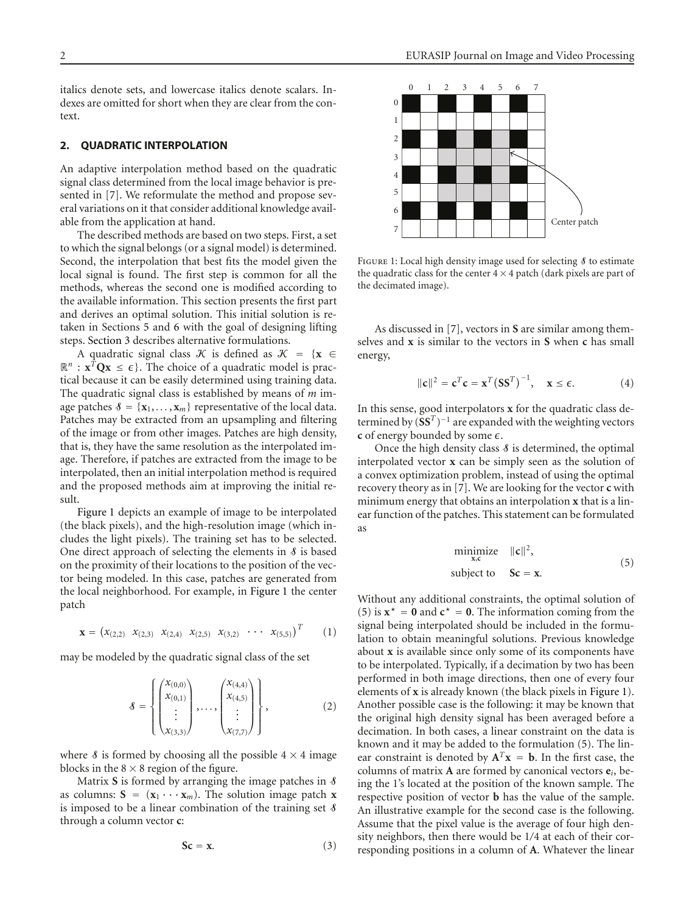italics denote sets, and lowercase italics denote scalars. Indexes are omitted for short when they are clear from the context.

## 2. QUADRATIC INTERPOLATION

An adaptive interpolation method based on the quadratic signal class determined from the local image behavior is presented in [7]. We reformulate the method and propose several variations on it that consider additional knowledge available from the application at hand.

The described methods are based on two steps. First, a set to which the signal belongs (or a signal model) is determined. Second, the interpolation that best fits the model given the local signal is found. The first step is common for all the methods, whereas the second one is modified according to the available information. This section presents the first part and derives an optimal solution. This initial solution is retaken in Sections 5 and 6 with the goal of designing lifting steps. Section 3 describes alternative formulations.

A quadratic signal class $\mathcal{K}$ is defined as $\mathcal{K} = \{\mathbf{x} \in \mathbb{R}^n : \mathbf{x}^T\mathbf{Q}\mathbf{x} \leq \epsilon\}$. The choice of a quadratic model is practical because it can be easily determined using training data. The quadratic signal class is established by means of $m$ image patches $\mathcal{S} = \{\mathbf{x}_1, \ldots, \mathbf{x}_m\}$ representative of the local data. Patches may be extracted from an upsampling and filtering of the image or from other images. Patches are high density, that is, they have the same resolution as the interpolated image. Therefore, if patches are extracted from the image to be interpolated, then an initial interpolation method is required and the proposed methods aim at improving the initial result.

Figure 1 depicts an example of image to be interpolated (the black pixels), and the high-resolution image (which includes the light pixels). The training set has to be selected. One direct approach of selecting the elements in $\mathcal{S}$ is based on the proximity of their locations to the position of the vector being modeled. In this case, patches are generated from the local neighborhood. For example, in Figure 1 the center patch

$$\mathbf{x} = \begin{pmatrix} x_{(2,2)} & x_{(2,3)} & x_{(2,4)} & x_{(2,5)} & x_{(3,2)} & \cdots & x_{(5,5)} \end{pmatrix}^T \tag{1}$$

may be modeled by the quadratic signal class of the set

$$\mathcal{S} = \left\{ \begin{pmatrix} x_{(0,0)} \\ x_{(0,1)} \\ \vdots \\ x_{(3,3)} \end{pmatrix}, \ldots, \begin{pmatrix} x_{(4,4)} \\ x_{(4,5)} \\ \vdots \\ x_{(7,7)} \end{pmatrix} \right\}, \tag{2}$$

where $\mathcal{S}$ is formed by choosing all the possible $4 \times 4$ image blocks in the $8 \times 8$ region of the figure.

Matrix $\mathbf{S}$ is formed by arranging the image patches in $\mathcal{S}$ as columns: $\mathbf{S} = (\mathbf{x}_1 \cdots \mathbf{x}_m)$. The solution image patch $\mathbf{x}$ is imposed to be a linear combination of the training set $\mathcal{S}$ through a column vector $\mathbf{c}$:

$$\mathbf{S}\mathbf{c} = \mathbf{x}. \tag{3}$$

Figure 1: Local high density image used for selecting $\mathcal{S}$ to estimate the quadratic class for the center $4 \times 4$ patch (dark pixels are part of the decimated image).

As discussed in [7], vectors in $\mathbf{S}$ are similar among themselves and $\mathbf{x}$ is similar to the vectors in $\mathbf{S}$ when $\mathbf{c}$ has small energy,

$$\|\mathbf{c}\|^2 = \mathbf{c}^T\mathbf{c} = \mathbf{x}^T\left(\mathbf{S}\mathbf{S}^T\right)^{-1}, \quad \mathbf{x} \leq \epsilon. \tag{4}$$

In this sense, good interpolators $\mathbf{x}$ for the quadratic class determined by $(\mathbf{S}\mathbf{S}^T)^{-1}$ are expanded with the weighting vectors $\mathbf{c}$ of energy bounded by some $\epsilon$.

Once the high density class $\mathcal{S}$ is determined, the optimal interpolated vector $\mathbf{x}$ can be simply seen as the solution of a convex optimization problem, instead of using the optimal recovery theory as in [7]. We are looking for the vector $\mathbf{c}$ with minimum energy that obtains an interpolation $\mathbf{x}$ that is a linear function of the patches. This statement can be formulated as

$$\begin{aligned} &\underset{\mathbf{x},\mathbf{c}}{\text{minimize}} \quad \|\mathbf{c}\|^2, \\ &\text{subject to} \quad \mathbf{S}\mathbf{c} = \mathbf{x}. \end{aligned} \tag{5}$$

Without any additional constraints, the optimal solution of (5) is $\mathbf{x}^\star = \mathbf{0}$ and $\mathbf{c}^\star = \mathbf{0}$. The information coming from the signal being interpolated should be included in the formulation to obtain meaningful solutions. Previous knowledge about $\mathbf{x}$ is available since only some of its components have to be interpolated. Typically, if a decimation by two has been performed in both image directions, then one of every four elements of $\mathbf{x}$ is already known (the black pixels in Figure 1). Another possible case is the following: it may be known that the original high density signal has been averaged before a decimation. In both cases, a linear constraint on the data is known and it may be added to the formulation (5). The linear constraint is denoted by $\mathbf{A}^T\mathbf{x} = \mathbf{b}$. In the first case, the columns of matrix $\mathbf{A}$ are formed by canonical vectors $\mathbf{e}_i$, being the 1's located at the position of the known sample. The respective position of vector $\mathbf{b}$ has the value of the sample. An illustrative example for the second case is the following. Assume that the pixel value is the average of four high density neighbors, then there would be 1/4 at each of their corresponding positions in a column of $\mathbf{A}$. Whatever the linear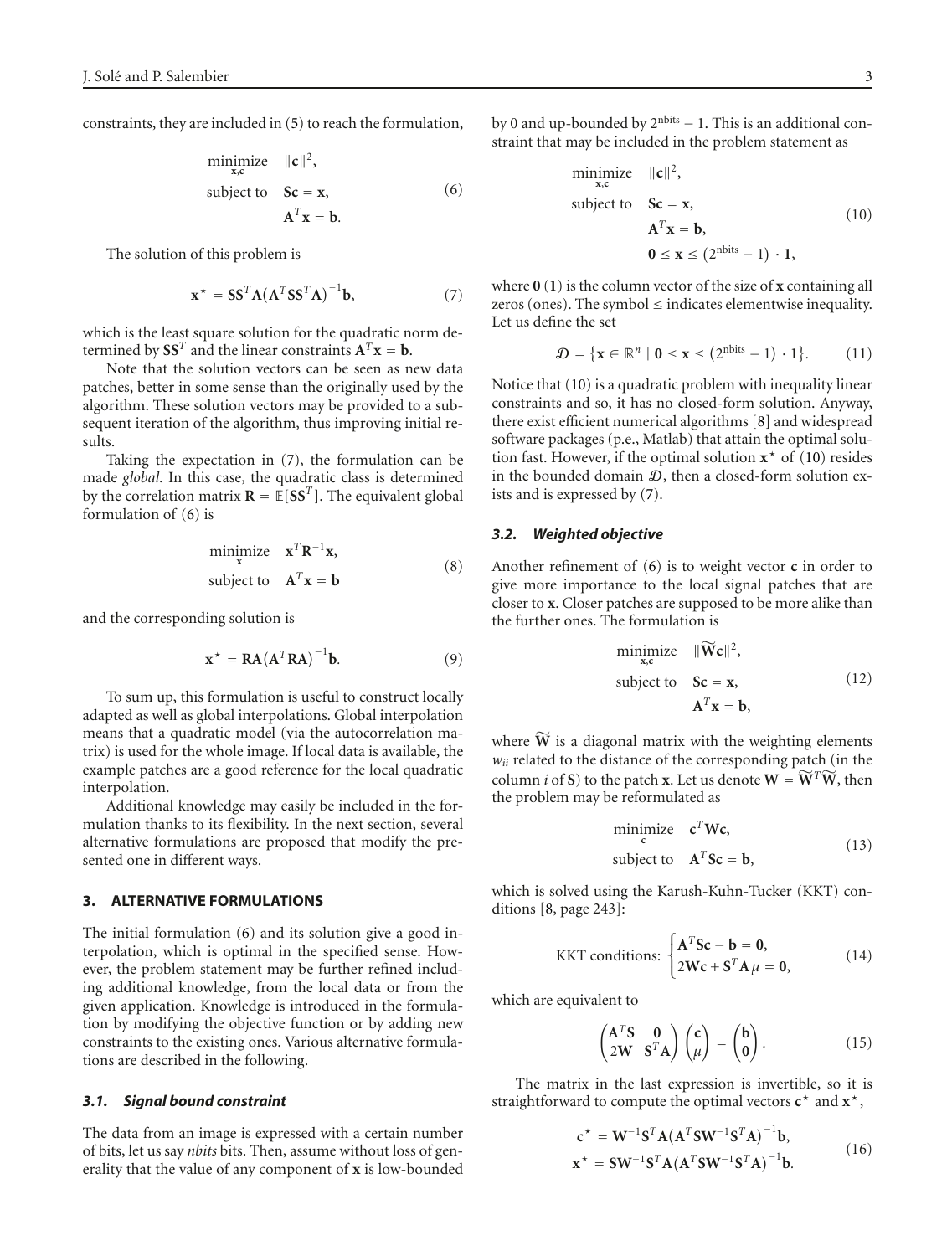constraints, they are included in (5) to reach the formulation,

$$
\begin{aligned}
\underset{\mathbf{x},\mathbf{c}}{\text{minimize}} \quad & \|\mathbf{c}\|^2, \\
\text{subject to} \quad & \mathbf{S}\mathbf{c} = \mathbf{x}, \\
& \mathbf{A}^T\mathbf{x} = \mathbf{b}.
\end{aligned} \tag{6}
$$

The solution of this problem is

$$
\mathbf{x}^\star = \mathbf{S}\mathbf{S}^T\mathbf{A}\left(\mathbf{A}^T\mathbf{S}\mathbf{S}^T\mathbf{A}\right)^{-1}\mathbf{b}, \tag{7}
$$

which is the least square solution for the quadratic norm determined by $\mathbf{S}\mathbf{S}^T$ and the linear constraints $\mathbf{A}^T\mathbf{x} = \mathbf{b}$.

Note that the solution vectors can be seen as new data patches, better in some sense than the originally used by the algorithm. These solution vectors may be provided to a subsequent iteration of the algorithm, thus improving initial results.

Taking the expectation in (7), the formulation can be made *global*. In this case, the quadratic class is determined by the correlation matrix $\mathbf{R} = \mathbb{E}[\mathbf{S}\mathbf{S}^T]$. The equivalent global formulation of (6) is

$$
\begin{aligned}
\underset{\mathbf{x}}{\text{minimize}} \quad & \mathbf{x}^T\mathbf{R}^{-1}\mathbf{x}, \\
\text{subject to} \quad & \mathbf{A}^T\mathbf{x} = \mathbf{b}
\end{aligned} \tag{8}
$$

and the corresponding solution is

$$
\mathbf{x}^\star = \mathbf{R}\mathbf{A}\left(\mathbf{A}^T\mathbf{R}\mathbf{A}\right)^{-1}\mathbf{b}. \tag{9}
$$

To sum up, this formulation is useful to construct locally adapted as well as global interpolations. Global interpolation means that a quadratic model (via the autocorrelation matrix) is used for the whole image. If local data is available, the example patches are a good reference for the local quadratic interpolation.

Additional knowledge may easily be included in the formulation thanks to its flexibility. In the next section, several alternative formulations are proposed that modify the presented one in different ways.

## 3. ALTERNATIVE FORMULATIONS

The initial formulation (6) and its solution give a good interpolation, which is optimal in the specified sense. However, the problem statement may be further refined including additional knowledge, from the local data or from the given application. Knowledge is introduced in the formulation by modifying the objective function or by adding new constraints to the existing ones. Various alternative formulations are described in the following.

### 3.1. Signal bound constraint

The data from an image is expressed with a certain number of bits, let us say *nbits* bits. Then, assume without loss of generality that the value of any component of $\mathbf{x}$ is low-bounded by 0 and up-bounded by $2^{\text{nbits}} - 1$. This is an additional constraint that may be included in the problem statement as

$$
\begin{aligned}
\underset{\mathbf{x},\mathbf{c}}{\text{minimize}} \quad & \|\mathbf{c}\|^2, \\
\text{subject to} \quad & \mathbf{S}\mathbf{c} = \mathbf{x}, \\
& \mathbf{A}^T\mathbf{x} = \mathbf{b}, \\
& \mathbf{0} \le \mathbf{x} \le \left(2^{\text{nbits}} - 1\right) \cdot \mathbf{1},
\end{aligned} \tag{10}
$$

where $\mathbf{0}$ ($\mathbf{1}$) is the column vector of the size of $\mathbf{x}$ containing all zeros (ones). The symbol $\le$ indicates elementwise inequality. Let us define the set

$$
\mathcal{D} = \left\{\mathbf{x} \in \mathbb{R}^n \mid \mathbf{0} \le \mathbf{x} \le \left(2^{\text{nbits}} - 1\right) \cdot \mathbf{1}\right\}. \tag{11}
$$

Notice that (10) is a quadratic problem with inequality linear constraints and so, it has no closed-form solution. Anyway, there exist efficient numerical algorithms [8] and widespread software packages (p.e., Matlab) that attain the optimal solution fast. However, if the optimal solution $\mathbf{x}^\star$ of (10) resides in the bounded domain $\mathcal{D}$, then a closed-form solution exists and is expressed by (7).

### 3.2. Weighted objective

Another refinement of (6) is to weight vector $\mathbf{c}$ in order to give more importance to the local signal patches that are closer to $\mathbf{x}$. Closer patches are supposed to be more alike than the further ones. The formulation is

$$
\begin{aligned}
\underset{\mathbf{x},\mathbf{c}}{\text{minimize}} \quad & \|\widetilde{\mathbf{W}}\mathbf{c}\|^2, \\
\text{subject to} \quad & \mathbf{S}\mathbf{c} = \mathbf{x}, \\
& \mathbf{A}^T\mathbf{x} = \mathbf{b},
\end{aligned} \tag{12}
$$

where $\widetilde{\mathbf{W}}$ is a diagonal matrix with the weighting elements $w_{ii}$ related to the distance of the corresponding patch (in the column $i$ of $\mathbf{S}$) to the patch $\mathbf{x}$. Let us denote $\mathbf{W} = \widetilde{\mathbf{W}}^T\widetilde{\mathbf{W}}$, then the problem may be reformulated as

$$
\begin{aligned}
\underset{\mathbf{c}}{\text{minimize}} \quad & \mathbf{c}^T\mathbf{W}\mathbf{c}, \\
\text{subject to} \quad & \mathbf{A}^T\mathbf{S}\mathbf{c} = \mathbf{b},
\end{aligned} \tag{13}
$$

which is solved using the Karush-Kuhn-Tucker (KKT) conditions [8, page 243]:

$$
\text{KKT conditions:} \begin{cases} \mathbf{A}^T\mathbf{S}\mathbf{c} - \mathbf{b} = \mathbf{0}, \\ 2\mathbf{W}\mathbf{c} + \mathbf{S}^T\mathbf{A}\mu = \mathbf{0}, \end{cases} \tag{14}
$$

which are equivalent to

$$
\begin{pmatrix} \mathbf{A}^T\mathbf{S} & \mathbf{0} \\ 2\mathbf{W} & \mathbf{S}^T\mathbf{A} \end{pmatrix} \begin{pmatrix} \mathbf{c} \\ \mu \end{pmatrix} = \begin{pmatrix} \mathbf{b} \\ \mathbf{0} \end{pmatrix}. \tag{15}
$$

The matrix in the last expression is invertible, so it is straightforward to compute the optimal vectors $\mathbf{c}^\star$ and $\mathbf{x}^\star$,

$$
\begin{aligned}
\mathbf{c}^\star &= \mathbf{W}^{-1}\mathbf{S}^T\mathbf{A}\left(\mathbf{A}^T\mathbf{S}\mathbf{W}^{-1}\mathbf{S}^T\mathbf{A}\right)^{-1}\mathbf{b}, \\
\mathbf{x}^\star &= \mathbf{S}\mathbf{W}^{-1}\mathbf{S}^T\mathbf{A}\left(\mathbf{A}^T\mathbf{S}\mathbf{W}^{-1}\mathbf{S}^T\mathbf{A}\right)^{-1}\mathbf{b}.
\end{aligned} \tag{16}
$$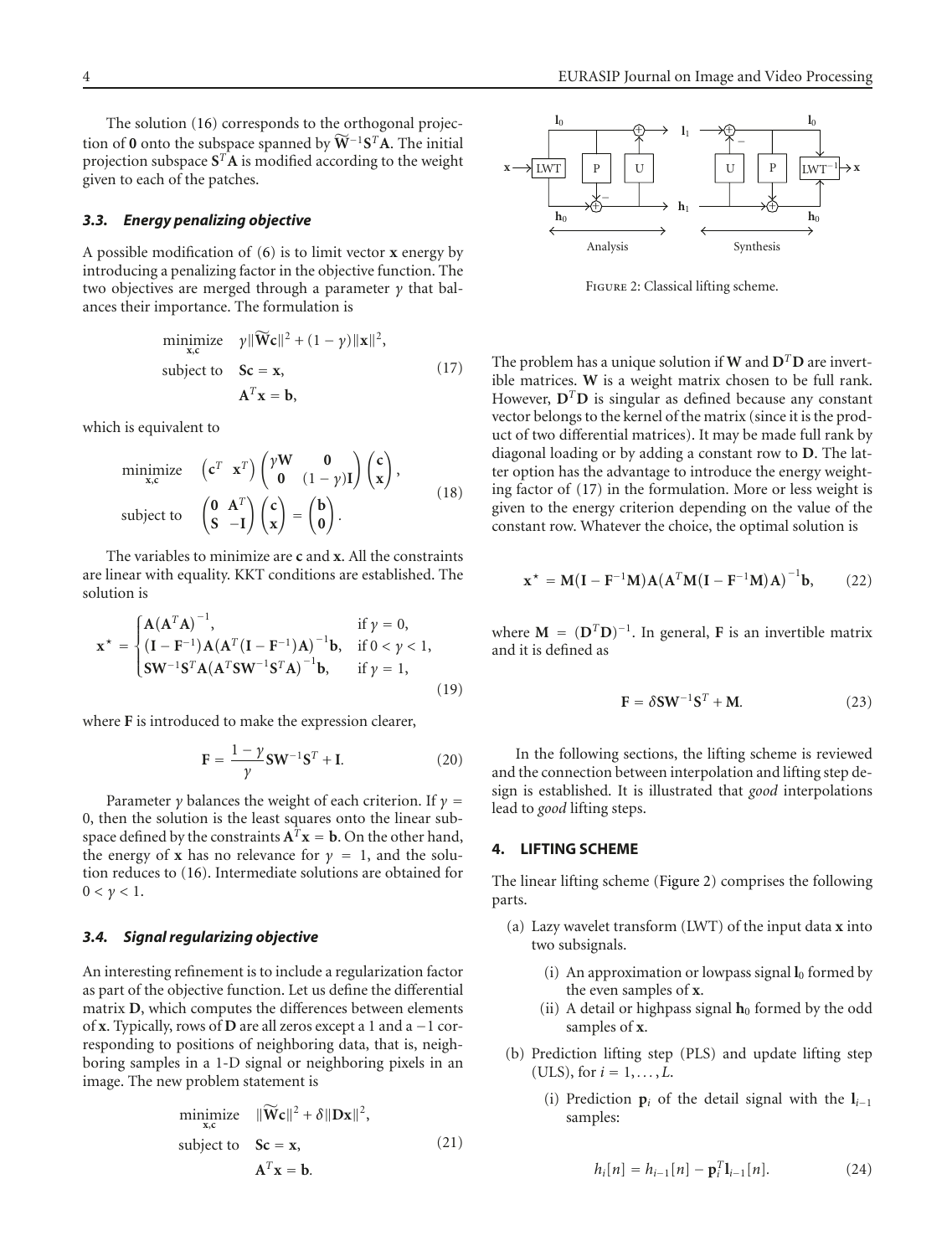The solution (16) corresponds to the orthogonal projection of $\mathbf{0}$ onto the subspace spanned by $\widetilde{\mathbf{W}}^{-1}\mathbf{S}^T\mathbf{A}$. The initial projection subspace $\mathbf{S}^T\mathbf{A}$ is modified according to the weight given to each of the patches.

### 3.3. Energy penalizing objective

A possible modification of (6) is to limit vector $\mathbf{x}$ energy by introducing a penalizing factor in the objective function. The two objectives are merged through a parameter $\gamma$ that balances their importance. The formulation is

$$
\begin{aligned}
\underset{\mathbf{x},\mathbf{c}}{\text{minimize}} \quad & \gamma\|\widetilde{\mathbf{W}}\mathbf{c}\|^2 + (1-\gamma)\|\mathbf{x}\|^2, \\
\text{subject to} \quad & \mathbf{S}\mathbf{c} = \mathbf{x}, \\
& \mathbf{A}^T\mathbf{x} = \mathbf{b},
\end{aligned}
\tag{17}
$$

which is equivalent to

$$
\begin{aligned}
\underset{\mathbf{x},\mathbf{c}}{\text{minimize}} \quad & \begin{pmatrix}\mathbf{c}^T & \mathbf{x}^T\end{pmatrix}\begin{pmatrix}\gamma\mathbf{W} & \mathbf{0} \\ \mathbf{0} & (1-\gamma)\mathbf{I}\end{pmatrix}\begin{pmatrix}\mathbf{c} \\ \mathbf{x}\end{pmatrix}, \\
\text{subject to} \quad & \begin{pmatrix}\mathbf{0} & \mathbf{A}^T \\ \mathbf{S} & -\mathbf{I}\end{pmatrix}\begin{pmatrix}\mathbf{c} \\ \mathbf{x}\end{pmatrix} = \begin{pmatrix}\mathbf{b} \\ \mathbf{0}\end{pmatrix}.
\end{aligned}
\tag{18}
$$

The variables to minimize are $\mathbf{c}$ and $\mathbf{x}$. All the constraints are linear with equality. KKT conditions are established. The solution is

$$
\mathbf{x}^\star = \begin{cases}
\mathbf{A}\left(\mathbf{A}^T\mathbf{A}\right)^{-1}, & \text{if } \gamma = 0, \\
(\mathbf{I}-\mathbf{F}^{-1})\mathbf{A}\left(\mathbf{A}^T(\mathbf{I}-\mathbf{F}^{-1})\mathbf{A}\right)^{-1}\mathbf{b}, & \text{if } 0 < \gamma < 1, \\
\mathbf{S}\mathbf{W}^{-1}\mathbf{S}^T\mathbf{A}\left(\mathbf{A}^T\mathbf{S}\mathbf{W}^{-1}\mathbf{S}^T\mathbf{A}\right)^{-1}\mathbf{b}, & \text{if } \gamma = 1,
\end{cases}
\tag{19}
$$

where $\mathbf{F}$ is introduced to make the expression clearer,

$$
\mathbf{F} = \frac{1-\gamma}{\gamma}\mathbf{S}\mathbf{W}^{-1}\mathbf{S}^T + \mathbf{I}. \tag{20}
$$

Parameter $\gamma$ balances the weight of each criterion. If $\gamma = 0$, then the solution is the least squares onto the linear subspace defined by the constraints $\mathbf{A}^T\mathbf{x} = \mathbf{b}$. On the other hand, the energy of $\mathbf{x}$ has no relevance for $\gamma = 1$, and the solution reduces to (16). Intermediate solutions are obtained for $0 < \gamma < 1$.

### 3.4. Signal regularizing objective

An interesting refinement is to include a regularization factor as part of the objective function. Let us define the differential matrix $\mathbf{D}$, which computes the differences between elements of $\mathbf{x}$. Typically, rows of $\mathbf{D}$ are all zeros except a 1 and a $-1$ corresponding to positions of neighboring data, that is, neighboring samples in a 1-D signal or neighboring pixels in an image. The new problem statement is

$$
\begin{aligned}
\underset{\mathbf{x},\mathbf{c}}{\text{minimize}} \quad & \|\widetilde{\mathbf{W}}\mathbf{c}\|^2 + \delta\|\mathbf{D}\mathbf{x}\|^2, \\
\text{subject to} \quad & \mathbf{S}\mathbf{c} = \mathbf{x}, \\
& \mathbf{A}^T\mathbf{x} = \mathbf{b}.
\end{aligned}
\tag{21}
$$

The problem has a unique solution if $\mathbf{W}$ and $\mathbf{D}^T\mathbf{D}$ are invertible matrices. $\mathbf{W}$ is a weight matrix chosen to be full rank. However, $\mathbf{D}^T\mathbf{D}$ is singular as defined because any constant vector belongs to the kernel of the matrix (since it is the product of two differential matrices). It may be made full rank by diagonal loading or by adding a constant row to $\mathbf{D}$. The latter option has the advantage to introduce the energy weighting factor of (17) in the formulation. More or less weight is given to the energy criterion depending on the value of the constant row. Whatever the choice, the optimal solution is

$$
\mathbf{x}^\star = \mathbf{M}(\mathbf{I}-\mathbf{F}^{-1}\mathbf{M})\mathbf{A}\left(\mathbf{A}^T\mathbf{M}(\mathbf{I}-\mathbf{F}^{-1}\mathbf{M})\mathbf{A}\right)^{-1}\mathbf{b}, \tag{22}
$$

where $\mathbf{M} = (\mathbf{D}^T\mathbf{D})^{-1}$. In general, $\mathbf{F}$ is an invertible matrix and it is defined as

$$
\mathbf{F} = \delta\mathbf{S}\mathbf{W}^{-1}\mathbf{S}^T + \mathbf{M}. \tag{23}
$$

In the following sections, the lifting scheme is reviewed and the connection between interpolation and lifting step design is established. It is illustrated that *good* interpolations lead to *good* lifting steps.

Figure 2: Classical lifting scheme.

## 4. LIFTING SCHEME

The linear lifting scheme (Figure 2) comprises the following parts.

(a) Lazy wavelet transform (LWT) of the input data $\mathbf{x}$ into two subsignals.

   (i) An approximation or lowpass signal $\mathbf{l}_0$ formed by the even samples of $\mathbf{x}$.

   (ii) A detail or highpass signal $\mathbf{h}_0$ formed by the odd samples of $\mathbf{x}$.

(b) Prediction lifting step (PLS) and update lifting step (ULS), for $i = 1, \ldots, L$.

   (i) Prediction $\mathbf{p}_i$ of the detail signal with the $\mathbf{l}_{i-1}$ samples:

$$
h_i[n] = h_{i-1}[n] - \mathbf{p}_i^T\mathbf{l}_{i-1}[n]. \tag{24}
$$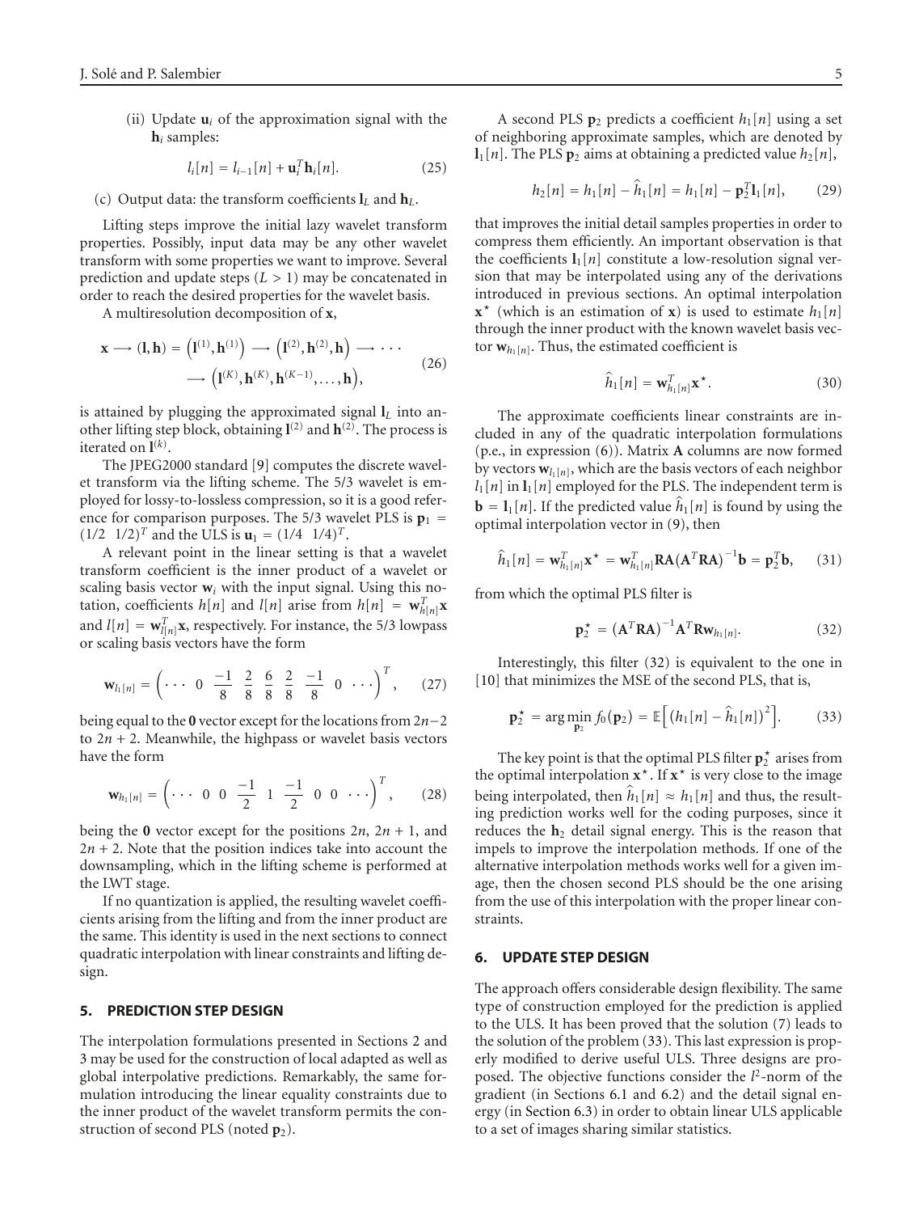(ii) Update $\mathbf{u}_i$ of the approximation signal with the $\mathbf{h}_i$ samples:

$$l_i[n] = l_{i-1}[n] + \mathbf{u}_i^T \mathbf{h}_i[n]. \tag{25}$$

(c) Output data: the transform coefficients $\mathbf{l}_L$ and $\mathbf{h}_L$.

Lifting steps improve the initial lazy wavelet transform properties. Possibly, input data may be any other wavelet transform with some properties we want to improve. Several prediction and update steps ($L > 1$) may be concatenated in order to reach the desired properties for the wavelet basis.

A multiresolution decomposition of $\mathbf{x}$,

$$\mathbf{x} \longrightarrow (\mathbf{l}, \mathbf{h}) = \left(\mathbf{l}^{(1)}, \mathbf{h}^{(1)}\right) \longrightarrow \left(\mathbf{l}^{(2)}, \mathbf{h}^{(2)}, \mathbf{h}\right) \longrightarrow \cdots \\ \longrightarrow \left(\mathbf{l}^{(K)}, \mathbf{h}^{(K)}, \mathbf{h}^{(K-1)}, \ldots, \mathbf{h}\right), \tag{26}$$

is attained by plugging the approximated signal $\mathbf{l}_L$ into another lifting step block, obtaining $\mathbf{l}^{(2)}$ and $\mathbf{h}^{(2)}$. The process is iterated on $\mathbf{l}^{(k)}$.

The JPEG2000 standard [9] computes the discrete wavelet transform via the lifting scheme. The 5/3 wavelet is employed for lossy-to-lossless compression, so it is a good reference for comparison purposes. The 5/3 wavelet PLS is $\mathbf{p}_1 = (1/2 \;\; 1/2)^T$ and the ULS is $\mathbf{u}_1 = (1/4 \;\; 1/4)^T$.

A relevant point in the linear setting is that a wavelet transform coefficient is the inner product of a wavelet or scaling basis vector $\mathbf{w}_i$ with the input signal. Using this notation, coefficients $h[n]$ and $l[n]$ arise from $h[n] = \mathbf{w}_{h[n]}^T \mathbf{x}$ and $l[n] = \mathbf{w}_{l[n]}^T \mathbf{x}$, respectively. For instance, the 5/3 lowpass or scaling basis vectors have the form

$$\mathbf{w}_{l_1[n]} = \left( \cdots \;\; 0 \;\; \frac{-1}{8} \;\; \frac{2}{8} \;\; \frac{6}{8} \;\; \frac{2}{8} \;\; \frac{-1}{8} \;\; 0 \;\; \cdots \right)^T, \tag{27}$$

being equal to the $\mathbf{0}$ vector except for the locations from $2n-2$ to $2n+2$. Meanwhile, the highpass or wavelet basis vectors have the form

$$\mathbf{w}_{h_1[n]} = \left( \cdots \;\; 0 \;\; 0 \;\; \frac{-1}{2} \;\; 1 \;\; \frac{-1}{2} \;\; 0 \;\; 0 \;\; \cdots \right)^T, \tag{28}$$

being the $\mathbf{0}$ vector except for the positions $2n$, $2n+1$, and $2n+2$. Note that the position indices take into account the downsampling, which in the lifting scheme is performed at the LWT stage.

If no quantization is applied, the resulting wavelet coefficients arising from the lifting and from the inner product are the same. This identity is used in the next sections to connect quadratic interpolation with linear constraints and lifting design.

## 5. PREDICTION STEP DESIGN

The interpolation formulations presented in Sections 2 and 3 may be used for the construction of local adapted as well as global interpolative predictions. Remarkably, the same formulation introducing the linear equality constraints due to the inner product of the wavelet transform permits the construction of second PLS (noted $\mathbf{p}_2$).

A second PLS $\mathbf{p}_2$ predicts a coefficient $h_1[n]$ using a set of neighboring approximate samples, which are denoted by $\mathbf{l}_1[n]$. The PLS $\mathbf{p}_2$ aims at obtaining a predicted value $h_2[n]$,

$$h_2[n] = h_1[n] - \widehat{h}_1[n] = h_1[n] - \mathbf{p}_2^T \mathbf{l}_1[n], \tag{29}$$

that improves the initial detail samples properties in order to compress them efficiently. An important observation is that the coefficients $\mathbf{l}_1[n]$ constitute a low-resolution signal version that may be interpolated using any of the derivations introduced in previous sections. An optimal interpolation $\mathbf{x}^\star$ (which is an estimation of $\mathbf{x}$) is used to estimate $h_1[n]$ through the inner product with the known wavelet basis vector $\mathbf{w}_{h_1[n]}$. Thus, the estimated coefficient is

$$\widehat{h}_1[n] = \mathbf{w}_{h_1[n]}^T \mathbf{x}^\star. \tag{30}$$

The approximate coefficients linear constraints are included in any of the quadratic interpolation formulations (p.e., in expression (6)). Matrix $\mathbf{A}$ columns are now formed by vectors $\mathbf{w}_{l_1[n]}$, which are the basis vectors of each neighbor $l_1[n]$ in $\mathbf{l}_1[n]$ employed for the PLS. The independent term is $\mathbf{b} = \mathbf{l}_1[n]$. If the predicted value $\widehat{h}_1[n]$ is found by using the optimal interpolation vector in (9), then

$$\widehat{h}_1[n] = \mathbf{w}_{h_1[n]}^T \mathbf{x}^\star = \mathbf{w}_{h_1[n]}^T \mathbf{R}\mathbf{A}\left(\mathbf{A}^T \mathbf{R}\mathbf{A}\right)^{-1}\mathbf{b} = \mathbf{p}_2^T \mathbf{b}, \tag{31}$$

from which the optimal PLS filter is

$$\mathbf{p}_2^\star = \left(\mathbf{A}^T \mathbf{R}\mathbf{A}\right)^{-1}\mathbf{A}^T \mathbf{R}\mathbf{w}_{h_1[n]}. \tag{32}$$

Interestingly, this filter (32) is equivalent to the one in [10] that minimizes the MSE of the second PLS, that is,

$$\mathbf{p}_2^\star = \arg\min_{\mathbf{p}_2} f_0(\mathbf{p}_2) = \mathbb{E}\left[\left(h_1[n] - \widehat{h}_1[n]\right)^2\right]. \tag{33}$$

The key point is that the optimal PLS filter $\mathbf{p}_2^\star$ arises from the optimal interpolation $\mathbf{x}^\star$. If $\mathbf{x}^\star$ is very close to the image being interpolated, then $\widehat{h}_1[n] \approx h_1[n]$ and thus, the resulting prediction works well for the coding purposes, since it reduces the $\mathbf{h}_2$ detail signal energy. This is the reason that impels to improve the interpolation methods. If one of the alternative interpolation methods works well for a given image, then the chosen second PLS should be the one arising from the use of this interpolation with the proper linear constraints.

## 6. UPDATE STEP DESIGN

The approach offers considerable design flexibility. The same type of construction employed for the prediction is applied to the ULS. It has been proved that the solution (7) leads to the solution of the problem (33). This last expression is properly modified to derive useful ULS. Three designs are proposed. The objective functions consider the $l^2$-norm of the gradient (in Sections 6.1 and 6.2) and the detail signal energy (in Section 6.3) in order to obtain linear ULS applicable to a set of images sharing similar statistics.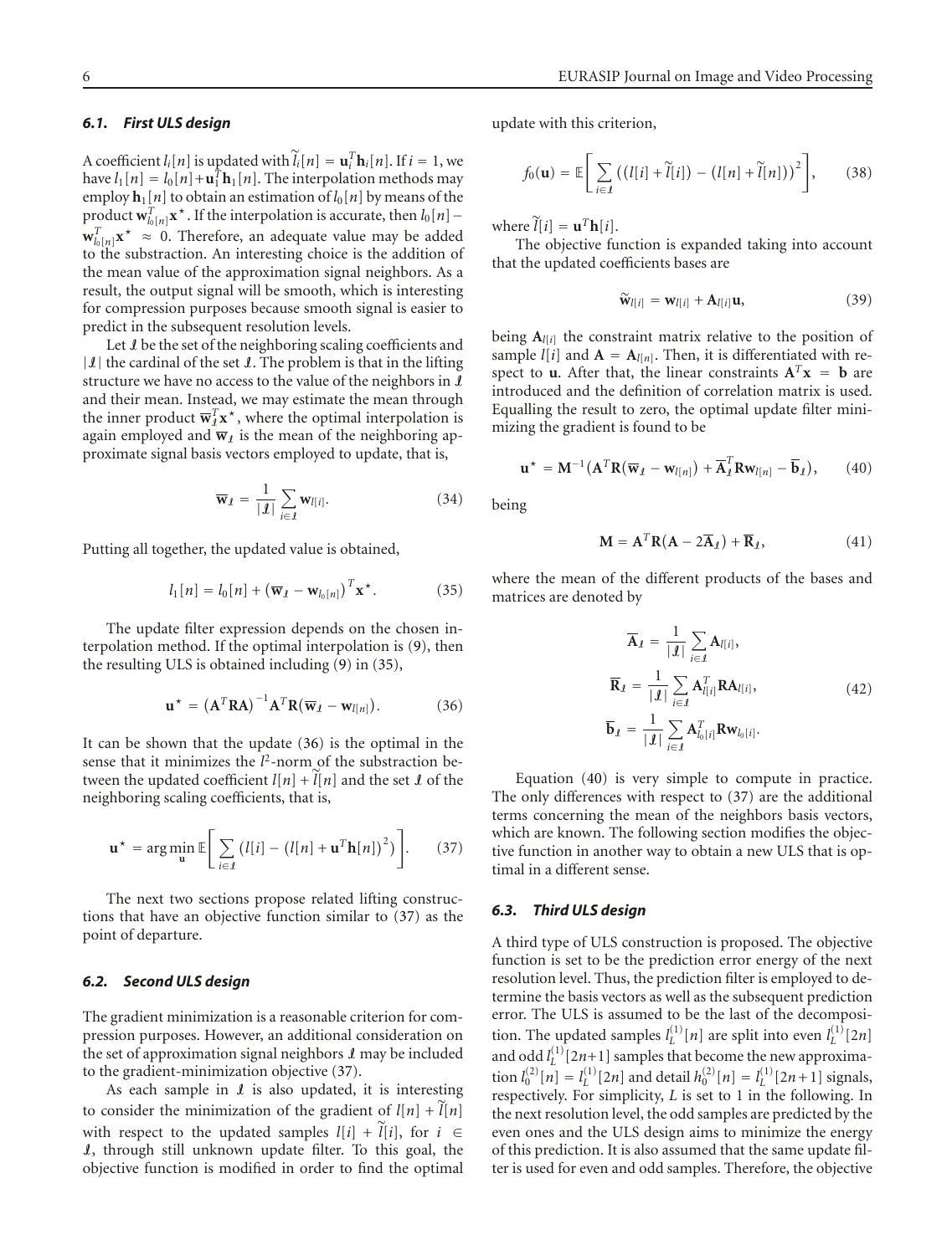### *6.1. First ULS design*

A coefficient $l_i[n]$ is updated with $\widetilde{l}_i[n] = \mathbf{u}_i^T \mathbf{h}_i[n]$. If $i = 1$, we have $l_1[n] = l_0[n] + \mathbf{u}_1^T \mathbf{h}_1[n]$. The interpolation methods may employ $\mathbf{h}_1[n]$ to obtain an estimation of $l_0[n]$ by means of the product $\mathbf{w}_{l_0[n]}^T \mathbf{x}^\star$. If the interpolation is accurate, then $l_0[n] - \mathbf{w}_{l_0[n]}^T \mathbf{x}^\star \approx 0$. Therefore, an adequate value may be added to the substraction. An interesting choice is the addition of the mean value of the approximation signal neighbors. As a result, the output signal will be smooth, which is interesting for compression purposes because smooth signal is easier to predict in the subsequent resolution levels.

Let $\mathcal{I}$ be the set of the neighboring scaling coefficients and $|\mathcal{I}|$ the cardinal of the set $\mathcal{I}$. The problem is that in the lifting structure we have no access to the value of the neighbors in $\mathcal{I}$ and their mean. Instead, we may estimate the mean through the inner product $\overline{\mathbf{w}}_{\mathcal{I}}^T \mathbf{x}^\star$, where the optimal interpolation is again employed and $\overline{\mathbf{w}}_{\mathcal{I}}$ is the mean of the neighboring approximate signal basis vectors employed to update, that is,

$$\overline{\mathbf{w}}_{\mathcal{I}} = \frac{1}{|\mathcal{I}|} \sum_{i \in \mathcal{I}} \mathbf{w}_{l[i]}. \tag{34}$$

Putting all together, the updated value is obtained,

$$l_1[n] = l_0[n] + \left(\overline{\mathbf{w}}_{\mathcal{I}} - \mathbf{w}_{l_0[n]}\right)^T \mathbf{x}^\star. \tag{35}$$

The update filter expression depends on the chosen interpolation method. If the optimal interpolation is (9), then the resulting ULS is obtained including (9) in (35),

$$\mathbf{u}^\star = \left(\mathbf{A}^T \mathbf{R} \mathbf{A}\right)^{-1} \mathbf{A}^T \mathbf{R} \left(\overline{\mathbf{w}}_{\mathcal{I}} - \mathbf{w}_{l[n]}\right). \tag{36}$$

It can be shown that the update (36) is the optimal in the sense that it minimizes the $l^2$-norm of the substraction between the updated coefficient $l[n] + \widetilde{l}[n]$ and the set $\mathcal{I}$ of the neighboring scaling coefficients, that is,

$$\mathbf{u}^\star = \arg\min_{\mathbf{u}} \mathbb{E}\left[\sum_{i \in \mathcal{I}} \left(l[i] - \left(l[n] + \mathbf{u}^T \mathbf{h}[n]\right)^2\right)\right]. \tag{37}$$

The next two sections propose related lifting constructions that have an objective function similar to (37) as the point of departure.

### *6.2. Second ULS design*

The gradient minimization is a reasonable criterion for compression purposes. However, an additional consideration on the set of approximation signal neighbors $\mathcal{I}$ may be included to the gradient-minimization objective (37).

As each sample in $\mathcal{I}$ is also updated, it is interesting to consider the minimization of the gradient of $l[n] + \widetilde{l}[n]$ with respect to the updated samples $l[i] + \widetilde{l}[i]$, for $i \in \mathcal{I}$, through still unknown update filter. To this goal, the objective function is modified in order to find the optimal update with this criterion,

$$f_0(\mathbf{u}) = \mathbb{E}\left[\sum_{i \in \mathcal{I}} \left(\left(l[i] + \widetilde{l}[i]\right) - \left(l[n] + \widetilde{l}[n]\right)\right)^2\right], \tag{38}$$

where $\widetilde{l}[i] = \mathbf{u}^T \mathbf{h}[i]$.

The objective function is expanded taking into account that the updated coefficients bases are

$$\widetilde{\mathbf{w}}_{l[i]} = \mathbf{w}_{l[i]} + \mathbf{A}_{l[i]} \mathbf{u}, \tag{39}$$

being $\mathbf{A}_{l[i]}$ the constraint matrix relative to the position of sample $l[i]$ and $\mathbf{A} = \mathbf{A}_{l[n]}$. Then, it is differentiated with respect to $\mathbf{u}$. After that, the linear constraints $\mathbf{A}^T \mathbf{x} = \mathbf{b}$ are introduced and the definition of correlation matrix is used. Equalling the result to zero, the optimal update filter minimizing the gradient is found to be

$$\mathbf{u}^\star = \mathbf{M}^{-1}\left(\mathbf{A}^T \mathbf{R}\left(\overline{\mathbf{w}}_{\mathcal{I}} - \mathbf{w}_{l[n]}\right) + \overline{\mathbf{A}}_{\mathcal{I}}^T \mathbf{R} \mathbf{w}_{l[n]} - \overline{\mathbf{b}}_{\mathcal{I}}\right), \tag{40}$$

being

$$\mathbf{M} = \mathbf{A}^T \mathbf{R}\left(\mathbf{A} - 2\overline{\mathbf{A}}_{\mathcal{I}}\right) + \overline{\mathbf{R}}_{\mathcal{I}}, \tag{41}$$

where the mean of the different products of the bases and matrices are denoted by

$$\begin{aligned}
\overline{\mathbf{A}}_{\mathcal{I}} &= \frac{1}{|\mathcal{I}|} \sum_{i \in \mathcal{I}} \mathbf{A}_{l[i]}, \\
\overline{\mathbf{R}}_{\mathcal{I}} &= \frac{1}{|\mathcal{I}|} \sum_{i \in \mathcal{I}} \mathbf{A}_{l[i]}^T \mathbf{R} \mathbf{A}_{l[i]}, \\
\overline{\mathbf{b}}_{\mathcal{I}} &= \frac{1}{|\mathcal{I}|} \sum_{i \in \mathcal{I}} \mathbf{A}_{l_0[i]}^T \mathbf{R} \mathbf{w}_{l_0[i]}.
\end{aligned} \tag{42}$$

Equation (40) is very simple to compute in practice. The only differences with respect to (37) are the additional terms concerning the mean of the neighbors basis vectors, which are known. The following section modifies the objective function in another way to obtain a new ULS that is optimal in a different sense.

### *6.3. Third ULS design*

A third type of ULS construction is proposed. The objective function is set to be the prediction error energy of the next resolution level. Thus, the prediction filter is employed to determine the basis vectors as well as the subsequent prediction error. The ULS is assumed to be the last of the decomposition. The updated samples $l_L^{(1)}[n]$ are split into even $l_L^{(1)}[2n]$ and odd $l_L^{(1)}[2n+1]$ samples that become the new approximation $l_0^{(2)}[n] = l_L^{(1)}[2n]$ and detail $h_0^{(2)}[n] = l_L^{(1)}[2n+1]$ signals, respectively. For simplicity, $L$ is set to 1 in the following. In the next resolution level, the odd samples are predicted by the even ones and the ULS design aims to minimize the energy of this prediction. It is also assumed that the same update filter is used for even and odd samples. Therefore, the objective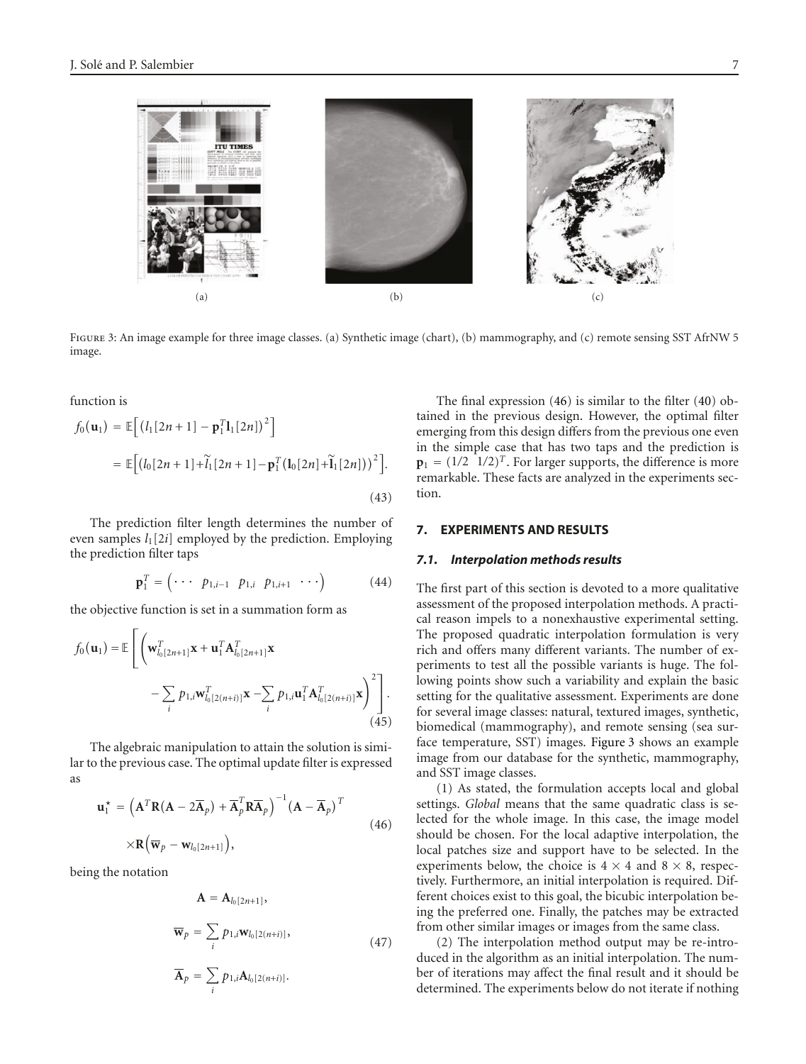Figure 3: An image example for three image classes. (a) Synthetic image (chart), (b) mammography, and (c) remote sensing SST AfrNW 5 image.

function is

$$f_0(\mathbf{u}_1) = \mathbb{E}\Big[\big(l_1[2n+1] - \mathbf{p}_1^T\mathbf{l}_1[2n]\big)^2\Big]$$
$$= \mathbb{E}\Big[\big(l_0[2n+1]+\widetilde{l}_1[2n+1]-\mathbf{p}_1^T(\mathbf{l}_0[2n]+\widetilde{\mathbf{l}}_1[2n])\big)^2\Big]. \tag{43}$$

The prediction filter length determines the number of even samples $l_1[2i]$ employed by the prediction. Employing the prediction filter taps

$$\mathbf{p}_1^T = \begin{pmatrix} \cdots & p_{1,i-1} & p_{1,i} & p_{1,i+1} & \cdots \end{pmatrix} \tag{44}$$

the objective function is set in a summation form as

$$f_0(\mathbf{u}_1) = \mathbb{E}\left[\left(\mathbf{w}_{l_0[2n+1]}^T\mathbf{x} + \mathbf{u}_1^T\mathbf{A}_{l_0[2n+1]}^T\mathbf{x} - \sum_i p_{1,i}\mathbf{w}_{l_0[2(n+i)]}^T\mathbf{x} - \sum_i p_{1,i}\mathbf{u}_1^T\mathbf{A}_{l_0[2(n+i)]}^T\mathbf{x}\right)^2\right]. \tag{45}$$

The algebraic manipulation to attain the solution is similar to the previous case. The optimal update filter is expressed as

$$\mathbf{u}_1^\star = \left(\mathbf{A}^T\mathbf{R}(\mathbf{A}-2\overline{\mathbf{A}}_p) + \overline{\mathbf{A}}_p^T\mathbf{R}\overline{\mathbf{A}}_p\right)^{-1}(\mathbf{A}-\overline{\mathbf{A}}_p)^T \times \mathbf{R}\left(\overline{\mathbf{w}}_p - \mathbf{w}_{l_0[2n+1]}\right), \tag{46}$$

being the notation

$$\mathbf{A} = \mathbf{A}_{l_0[2n+1]},$$
$$\overline{\mathbf{w}}_p = \sum_i p_{1,i}\mathbf{w}_{l_0[2(n+i)]}, \tag{47}$$
$$\overline{\mathbf{A}}_p = \sum_i p_{1,i}\mathbf{A}_{l_0[2(n+i)]}.$$

The final expression (46) is similar to the filter (40) obtained in the previous design. However, the optimal filter emerging from this design differs from the previous one even in the simple case that has two taps and the prediction is $\mathbf{p}_1 = (1/2 \;\; 1/2)^T$. For larger supports, the difference is more remarkable. These facts are analyzed in the experiments section.

## 7. EXPERIMENTS AND RESULTS

### 7.1. Interpolation methods results

The first part of this section is devoted to a more qualitative assessment of the proposed interpolation methods. A practical reason impels to a nonexhaustive experimental setting. The proposed quadratic interpolation formulation is very rich and offers many different variants. The number of experiments to test all the possible variants is huge. The following points show such a variability and explain the basic setting for the qualitative assessment. Experiments are done for several image classes: natural, textured images, synthetic, biomedical (mammography), and remote sensing (sea surface temperature, SST) images. Figure 3 shows an example image from our database for the synthetic, mammography, and SST image classes.

(1) As stated, the formulation accepts local and global settings. *Global* means that the same quadratic class is selected for the whole image. In this case, the image model should be chosen. For the local adaptive interpolation, the local patches size and support have to be selected. In the experiments below, the choice is $4 \times 4$ and $8 \times 8$, respectively. Furthermore, an initial interpolation is required. Different choices exist to this goal, the bicubic interpolation being the preferred one. Finally, the patches may be extracted from other similar images or images from the same class.

(2) The interpolation method output may be re-introduced in the algorithm as an initial interpolation. The number of iterations may affect the final result and it should be determined. The experiments below do not iterate if nothing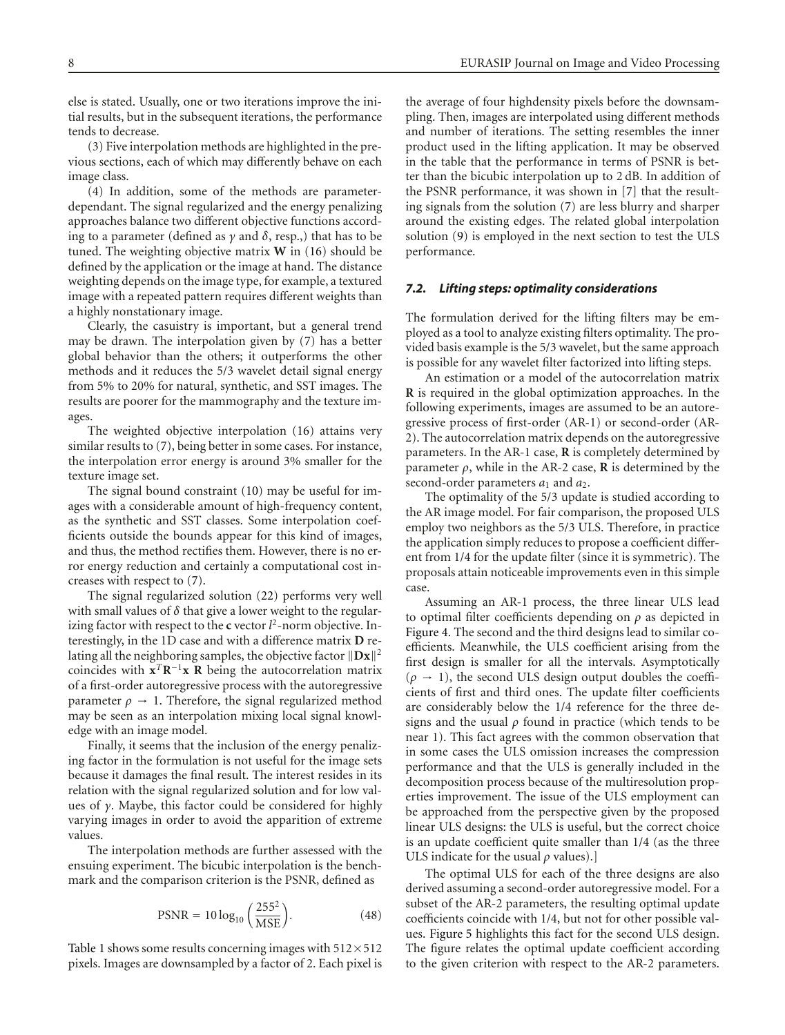else is stated. Usually, one or two iterations improve the initial results, but in the subsequent iterations, the performance tends to decrease.

(3) Five interpolation methods are highlighted in the previous sections, each of which may differently behave on each image class.

(4) In addition, some of the methods are parameter-dependant. The signal regularized and the energy penalizing approaches balance two different objective functions according to a parameter (defined as $\gamma$ and $\delta$, resp.,) that has to be tuned. The weighting objective matrix $\mathbf{W}$ in (16) should be defined by the application or the image at hand. The distance weighting depends on the image type, for example, a textured image with a repeated pattern requires different weights than a highly nonstationary image.

Clearly, the casuistry is important, but a general trend may be drawn. The interpolation given by (7) has a better global behavior than the others; it outperforms the other methods and it reduces the 5/3 wavelet detail signal energy from 5% to 20% for natural, synthetic, and SST images. The results are poorer for the mammography and the texture images.

The weighted objective interpolation (16) attains very similar results to (7), being better in some cases. For instance, the interpolation error energy is around 3% smaller for the texture image set.

The signal bound constraint (10) may be useful for images with a considerable amount of high-frequency content, as the synthetic and SST classes. Some interpolation coefficients outside the bounds appear for this kind of images, and thus, the method rectifies them. However, there is no error energy reduction and certainly a computational cost increases with respect to (7).

The signal regularized solution (22) performs very well with small values of $\delta$ that give a lower weight to the regularizing factor with respect to the $\mathbf{c}$ vector $l^2$-norm objective. Interestingly, in the 1D case and with a difference matrix $\mathbf{D}$ relating all the neighboring samples, the objective factor $\|\mathbf{D}\mathbf{x}\|^2$ coincides with $\mathbf{x}^T\mathbf{R}^{-1}\mathbf{x}$ $\mathbf{R}$ being the autocorrelation matrix of a first-order autoregressive process with the autoregressive parameter $\rho \rightarrow 1$. Therefore, the signal regularized method may be seen as an interpolation mixing local signal knowledge with an image model.

Finally, it seems that the inclusion of the energy penalizing factor in the formulation is not useful for the image sets because it damages the final result. The interest resides in its relation with the signal regularized solution and for low values of $\gamma$. Maybe, this factor could be considered for highly varying images in order to avoid the apparition of extreme values.

The interpolation methods are further assessed with the ensuing experiment. The bicubic interpolation is the benchmark and the comparison criterion is the PSNR, defined as

$$\text{PSNR} = 10\log_{10}\left(\frac{255^2}{\text{MSE}}\right). \tag{48}$$

Table 1 shows some results concerning images with $512\times512$ pixels. Images are downsampled by a factor of 2. Each pixel is the average of four highdensity pixels before the downsampling. Then, images are interpolated using different methods and number of iterations. The setting resembles the inner product used in the lifting application. It may be observed in the table that the performance in terms of PSNR is better than the bicubic interpolation up to 2 dB. In addition of the PSNR performance, it was shown in [7] that the resulting signals from the solution (7) are less blurry and sharper around the existing edges. The related global interpolation solution (9) is employed in the next section to test the ULS performance.

### *7.2. Lifting steps: optimality considerations*

The formulation derived for the lifting filters may be employed as a tool to analyze existing filters optimality. The provided basis example is the 5/3 wavelet, but the same approach is possible for any wavelet filter factorized into lifting steps.

An estimation or a model of the autocorrelation matrix $\mathbf{R}$ is required in the global optimization approaches. In the following experiments, images are assumed to be an autoregressive process of first-order (AR-1) or second-order (AR-2). The autocorrelation matrix depends on the autoregressive parameters. In the AR-1 case, $\mathbf{R}$ is completely determined by parameter $\rho$, while in the AR-2 case, $\mathbf{R}$ is determined by the second-order parameters $a_1$ and $a_2$.

The optimality of the 5/3 update is studied according to the AR image model. For fair comparison, the proposed ULS employ two neighbors as the 5/3 ULS. Therefore, in practice the application simply reduces to propose a coefficient different from 1/4 for the update filter (since it is symmetric). The proposals attain noticeable improvements even in this simple case.

Assuming an AR-1 process, the three linear ULS lead to optimal filter coefficients depending on $\rho$ as depicted in Figure 4. The second and the third designs lead to similar coefficients. Meanwhile, the ULS coefficient arising from the first design is smaller for all the intervals. Asymptotically ($\rho \rightarrow 1$), the second ULS design output doubles the coefficients of first and third ones. The update filter coefficients are considerably below the 1/4 reference for the three designs and the usual $\rho$ found in practice (which tends to be near 1). This fact agrees with the common observation that in some cases the ULS omission increases the compression performance and that the ULS is generally included in the decomposition process because of the multiresolution properties improvement. The issue of the ULS employment can be approached from the perspective given by the proposed linear ULS designs: the ULS is useful, but the correct choice is an update coefficient quite smaller than 1/4 (as the three ULS indicate for the usual $\rho$ values).]

The optimal ULS for each of the three designs are also derived assuming a second-order autoregressive model. For a subset of the AR-2 parameters, the resulting optimal update coefficients coincide with 1/4, but not for other possible values. Figure 5 highlights this fact for the second ULS design. The figure relates the optimal update coefficient according to the given criterion with respect to the AR-2 parameters.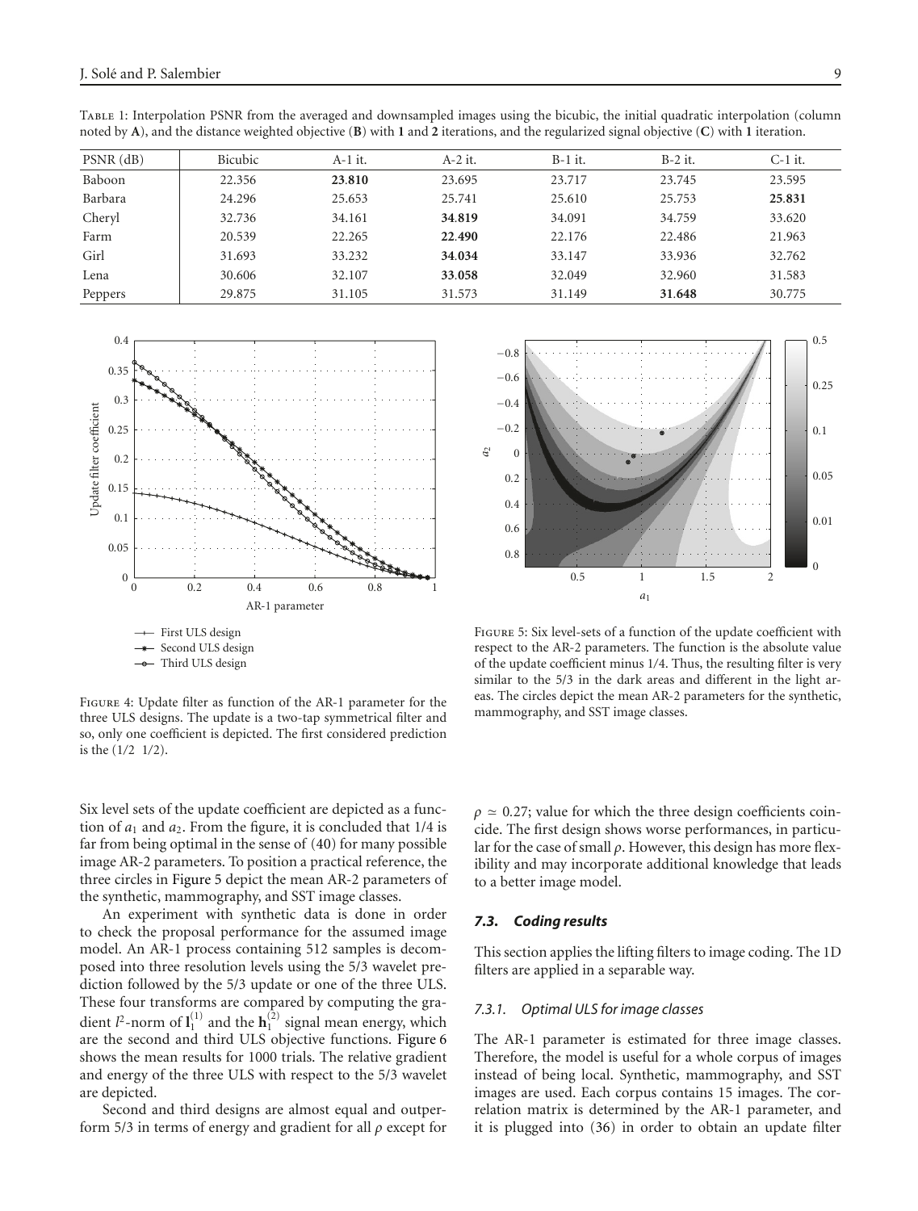Table 1: Interpolation PSNR from the averaged and downsampled images using the bicubic, the initial quadratic interpolation (column noted by **A**), and the distance weighted objective (**B**) with **1** and **2** iterations, and the regularized signal objective (**C**) with **1** iteration.

| PSNR (dB) | Bicubic | A-1 it. | A-2 it. | B-1 it. | B-2 it. | C-1 it. |
|---|---|---|---|---|---|---|
| Baboon | 22.356 | **23.810** | 23.695 | 23.717 | 23.745 | 23.595 |
| Barbara | 24.296 | 25.653 | 25.741 | 25.610 | 25.753 | **25.831** |
| Cheryl | 32.736 | 34.161 | **34.819** | 34.091 | 34.759 | 33.620 |
| Farm | 20.539 | 22.265 | **22.490** | 22.176 | 22.486 | 21.963 |
| Girl | 31.693 | 33.232 | **34.034** | 33.147 | 33.936 | 32.762 |
| Lena | 30.606 | 32.107 | **33.058** | 32.049 | 32.960 | 31.583 |
| Peppers | 29.875 | 31.105 | 31.573 | 31.149 | **31.648** | 30.775 |

Figure 4: Update filter as function of the AR-1 parameter for the three ULS designs. The update is a two-tap symmetrical filter and so, only one coefficient is depicted. The first considered prediction is the (1/2 1/2).

Figure 5: Six level-sets of a function of the update coefficient with respect to the AR-2 parameters. The function is the absolute value of the update coefficient minus 1/4. Thus, the resulting filter is very similar to the 5/3 in the dark areas and different in the light areas. The circles depict the mean AR-2 parameters for the synthetic, mammography, and SST image classes.

Six level sets of the update coefficient are depicted as a function of $a_1$ and $a_2$. From the figure, it is concluded that 1/4 is far from being optimal in the sense of (40) for many possible image AR-2 parameters. To position a practical reference, the three circles in Figure 5 depict the mean AR-2 parameters of the synthetic, mammography, and SST image classes.

An experiment with synthetic data is done in order to check the proposal performance for the assumed image model. An AR-1 process containing 512 samples is decomposed into three resolution levels using the 5/3 wavelet prediction followed by the 5/3 update or one of the three ULS. These four transforms are compared by computing the gradient $l^2$-norm of $\mathbf{l}_1^{(1)}$ and the $\mathbf{h}_1^{(2)}$ signal mean energy, which are the second and third ULS objective functions. Figure 6 shows the mean results for 1000 trials. The relative gradient and energy of the three ULS with respect to the 5/3 wavelet are depicted.

Second and third designs are almost equal and outperform 5/3 in terms of energy and gradient for all $\rho$ except for $\rho \simeq 0.27$; value for which the three design coefficients coincide. The first design shows worse performances, in particular for the case of small $\rho$. However, this design has more flexibility and may incorporate additional knowledge that leads to a better image model.

### 7.3. Coding results

This section applies the lifting filters to image coding. The 1D filters are applied in a separable way.

#### 7.3.1. Optimal ULS for image classes

The AR-1 parameter is estimated for three image classes. Therefore, the model is useful for a whole corpus of images instead of being local. Synthetic, mammography, and SST images are used. Each corpus contains 15 images. The correlation matrix is determined by the AR-1 parameter, and it is plugged into (36) in order to obtain an update filter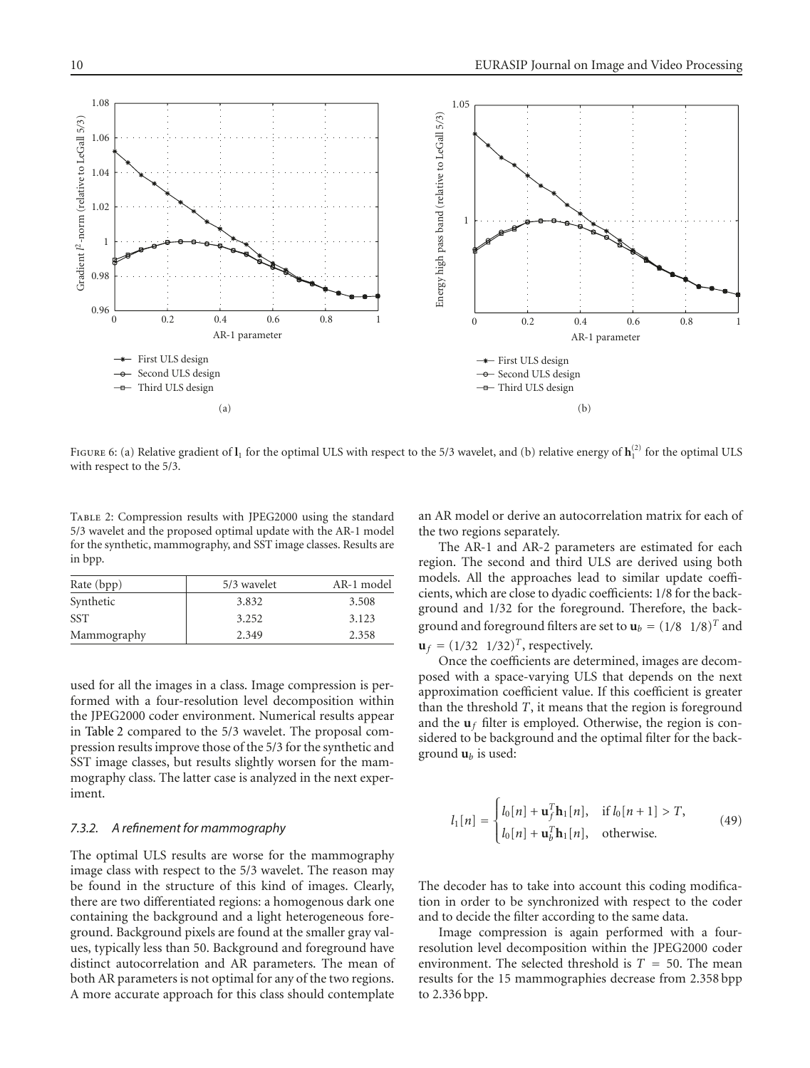Figure 6: (a) Relative gradient of $\mathbf{l}_1$ for the optimal ULS with respect to the 5/3 wavelet, and (b) relative energy of $\mathbf{h}_1^{(2)}$ for the optimal ULS with respect to the 5/3.

Table 2: Compression results with JPEG2000 using the standard 5/3 wavelet and the proposed optimal update with the AR-1 model for the synthetic, mammography, and SST image classes. Results are in bpp.

| Rate (bpp) | 5/3 wavelet | AR-1 model |
|---|---|---|
| Synthetic | 3.832 | 3.508 |
| SST | 3.252 | 3.123 |
| Mammography | 2.349 | 2.358 |

used for all the images in a class. Image compression is performed with a four-resolution level decomposition within the JPEG2000 coder environment. Numerical results appear in Table 2 compared to the 5/3 wavelet. The proposal compression results improve those of the 5/3 for the synthetic and SST image classes, but results slightly worsen for the mammography class. The latter case is analyzed in the next experiment.

#### 7.3.2. A refinement for mammography

The optimal ULS results are worse for the mammography image class with respect to the 5/3 wavelet. The reason may be found in the structure of this kind of images. Clearly, there are two differentiated regions: a homogenous dark one containing the background and a light heterogeneous foreground. Background pixels are found at the smaller gray values, typically less than 50. Background and foreground have distinct autocorrelation and AR parameters. The mean of both AR parameters is not optimal for any of the two regions. A more accurate approach for this class should contemplate an AR model or derive an autocorrelation matrix for each of the two regions separately.

The AR-1 and AR-2 parameters are estimated for each region. The second and third ULS are derived using both models. All the approaches lead to similar update coefficients, which are close to dyadic coefficients: 1/8 for the background and 1/32 for the foreground. Therefore, the background and foreground filters are set to $\mathbf{u}_b = (1/8 \;\; 1/8)^T$ and $\mathbf{u}_f = (1/32 \;\; 1/32)^T$, respectively.

Once the coefficients are determined, images are decomposed with a space-varying ULS that depends on the next approximation coefficient value. If this coefficient is greater than the threshold $T$, it means that the region is foreground and the $\mathbf{u}_f$ filter is employed. Otherwise, the region is considered to be background and the optimal filter for the background $\mathbf{u}_b$ is used:

$$l_1[n] = \begin{cases} l_0[n] + \mathbf{u}_f^T \mathbf{h}_1[n], & \text{if } l_0[n+1] > T, \\ l_0[n] + \mathbf{u}_b^T \mathbf{h}_1[n], & \text{otherwise.} \end{cases} \tag{49}$$

The decoder has to take into account this coding modification in order to be synchronized with respect to the coder and to decide the filter according to the same data.

Image compression is again performed with a four-resolution level decomposition within the JPEG2000 coder environment. The selected threshold is $T = 50$. The mean results for the 15 mammographies decrease from 2.358 bpp to 2.336 bpp.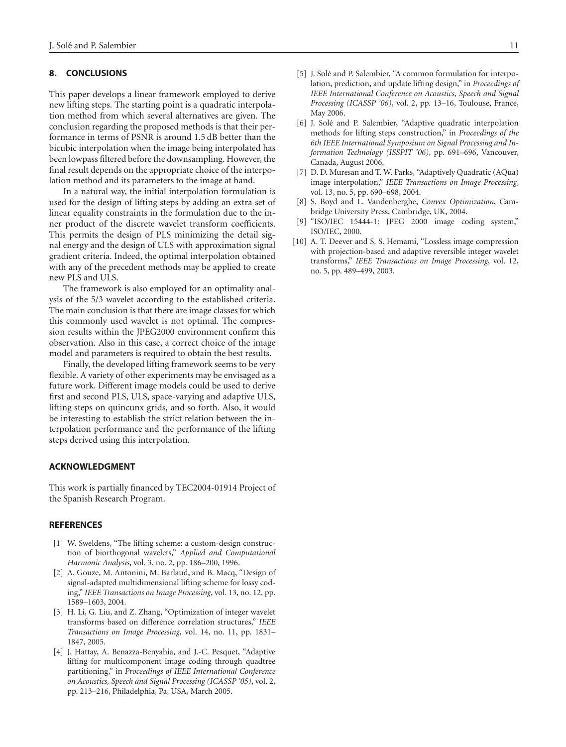## 8. CONCLUSIONS

This paper develops a linear framework employed to derive new lifting steps. The starting point is a quadratic interpolation method from which several alternatives are given. The conclusion regarding the proposed methods is that their performance in terms of PSNR is around 1.5 dB better than the bicubic interpolation when the image being interpolated has been lowpass filtered before the downsampling. However, the final result depends on the appropriate choice of the interpolation method and its parameters to the image at hand.

In a natural way, the initial interpolation formulation is used for the design of lifting steps by adding an extra set of linear equality constraints in the formulation due to the inner product of the discrete wavelet transform coefficients. This permits the design of PLS minimizing the detail signal energy and the design of ULS with approximation signal gradient criteria. Indeed, the optimal interpolation obtained with any of the precedent methods may be applied to create new PLS and ULS.

The framework is also employed for an optimality analysis of the 5/3 wavelet according to the established criteria. The main conclusion is that there are image classes for which this commonly used wavelet is not optimal. The compression results within the JPEG2000 environment confirm this observation. Also in this case, a correct choice of the image model and parameters is required to obtain the best results.

Finally, the developed lifting framework seems to be very flexible. A variety of other experiments may be envisaged as a future work. Different image models could be used to derive first and second PLS, ULS, space-varying and adaptive ULS, lifting steps on quincunx grids, and so forth. Also, it would be interesting to establish the strict relation between the interpolation performance and the performance of the lifting steps derived using this interpolation.

## ACKNOWLEDGMENT

This work is partially financed by TEC2004-01914 Project of the Spanish Research Program.

## REFERENCES

[1] W. Sweldens, "The lifting scheme: a custom-design construction of biorthogonal wavelets," *Applied and Computational Harmonic Analysis*, vol. 3, no. 2, pp. 186–200, 1996.

[2] A. Gouze, M. Antonini, M. Barlaud, and B. Macq, "Design of signal-adapted multidimensional lifting scheme for lossy coding," *IEEE Transactions on Image Processing*, vol. 13, no. 12, pp. 1589–1603, 2004.

[3] H. Li, G. Liu, and Z. Zhang, "Optimization of integer wavelet transforms based on difference correlation structures," *IEEE Transactions on Image Processing*, vol. 14, no. 11, pp. 1831–1847, 2005.

[4] J. Hattay, A. Benazza-Benyahia, and J.-C. Pesquet, "Adaptive lifting for multicomponent image coding through quadtree partitioning," in *Proceedings of IEEE International Conference on Acoustics, Speech and Signal Processing (ICASSP '05)*, vol. 2, pp. 213–216, Philadelphia, Pa, USA, March 2005.

[5] J. Solé and P. Salembier, "A common formulation for interpolation, prediction, and update lifting design," in *Proceedings of IEEE International Conference on Acoustics, Speech and Signal Processing (ICASSP '06)*, vol. 2, pp. 13–16, Toulouse, France, May 2006.

[6] J. Solé and P. Salembier, "Adaptive quadratic interpolation methods for lifting steps construction," in *Proceedings of the 6th IEEE International Symposium on Signal Processing and Information Technology (ISSPIT '06)*, pp. 691–696, Vancouver, Canada, August 2006.

[7] D. D. Muresan and T. W. Parks, "Adaptively Quadratic (AQua) image interpolation," *IEEE Transactions on Image Processing*, vol. 13, no. 5, pp. 690–698, 2004.

[8] S. Boyd and L. Vandenberghe, *Convex Optimization*, Cambridge University Press, Cambridge, UK, 2004.

[9] "ISO/IEC 15444-1: JPEG 2000 image coding system," ISO/IEC, 2000.

[10] A. T. Deever and S. S. Hemami, "Lossless image compression with projection-based and adaptive reversible integer wavelet transforms," *IEEE Transactions on Image Processing*, vol. 12, no. 5, pp. 489–499, 2003.